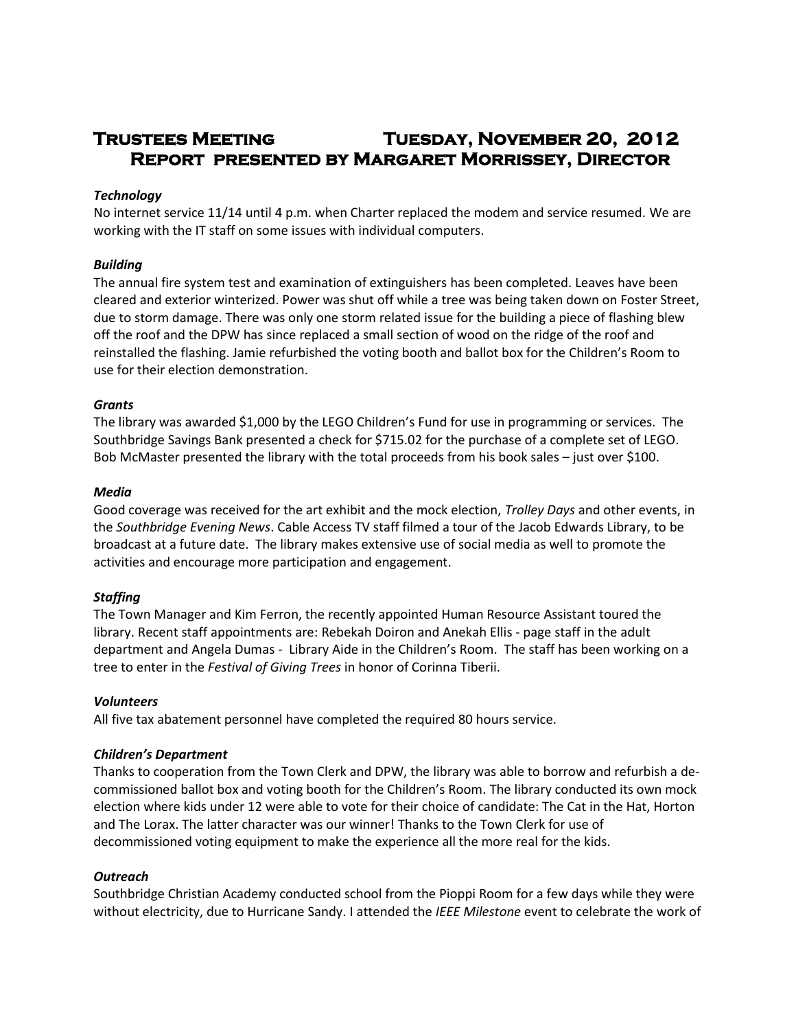# Trustees Meeting Tuesday, November 20, 2012
## Report presented by Margaret Morrissey, Director

***Technology***

No internet service 11/14 until 4 p.m. when Charter replaced the modem and service resumed. We are working with the IT staff on some issues with individual computers.

***Building***

The annual fire system test and examination of extinguishers has been completed. Leaves have been cleared and exterior winterized. Power was shut off while a tree was being taken down on Foster Street, due to storm damage. There was only one storm related issue for the building a piece of flashing blew off the roof and the DPW has since replaced a small section of wood on the ridge of the roof and reinstalled the flashing. Jamie refurbished the voting booth and ballot box for the Children's Room to use for their election demonstration.

***Grants***

The library was awarded $1,000 by the LEGO Children's Fund for use in programming or services. The Southbridge Savings Bank presented a check for $715.02 for the purchase of a complete set of LEGO. Bob McMaster presented the library with the total proceeds from his book sales – just over $100.

***Media***

Good coverage was received for the art exhibit and the mock election, *Trolley Days* and other events, in the *Southbridge Evening News*. Cable Access TV staff filmed a tour of the Jacob Edwards Library, to be broadcast at a future date. The library makes extensive use of social media as well to promote the activities and encourage more participation and engagement.

***Staffing***

The Town Manager and Kim Ferron, the recently appointed Human Resource Assistant toured the library. Recent staff appointments are: Rebekah Doiron and Anekah Ellis - page staff in the adult department and Angela Dumas - Library Aide in the Children's Room. The staff has been working on a tree to enter in the *Festival of Giving Trees* in honor of Corinna Tiberii.

***Volunteers***

All five tax abatement personnel have completed the required 80 hours service.

***Children's Department***

Thanks to cooperation from the Town Clerk and DPW, the library was able to borrow and refurbish a de-commissioned ballot box and voting booth for the Children's Room. The library conducted its own mock election where kids under 12 were able to vote for their choice of candidate: The Cat in the Hat, Horton and The Lorax. The latter character was our winner! Thanks to the Town Clerk for use of decommissioned voting equipment to make the experience all the more real for the kids.

***Outreach***

Southbridge Christian Academy conducted school from the Pioppi Room for a few days while they were without electricity, due to Hurricane Sandy. I attended the *IEEE Milestone* event to celebrate the work of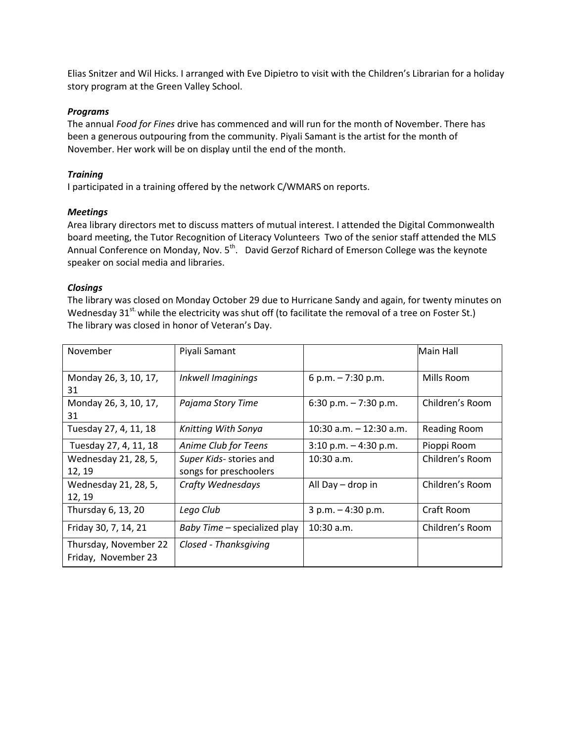Elias Snitzer and Wil Hicks. I arranged with Eve Dipietro to visit with the Children's Librarian for a holiday story program at the Green Valley School.

***Programs***

The annual *Food for Fines* drive has commenced and will run for the month of November. There has been a generous outpouring from the community. Piyali Samant is the artist for the month of November. Her work will be on display until the end of the month.

***Training***

I participated in a training offered by the network C/WMARS on reports.

***Meetings***

Area library directors met to discuss matters of mutual interest. I attended the Digital Commonwealth board meeting, the Tutor Recognition of Literacy Volunteers Two of the senior staff attended the MLS Annual Conference on Monday, Nov. 5th. David Gerzof Richard of Emerson College was the keynote speaker on social media and libraries.

***Closings***

The library was closed on Monday October 29 due to Hurricane Sandy and again, for twenty minutes on Wednesday 31st. while the electricity was shut off (to facilitate the removal of a tree on Foster St.)
The library was closed in honor of Veteran's Day.

| | | | |
|---|---|---|---|
| November | Piyali Samant | | Main Hall |
| Monday 26, 3, 10, 17, 31 | *Inkwell Imaginings* | 6 p.m. – 7:30 p.m. | Mills Room |
| Monday 26, 3, 10, 17, 31 | *Pajama Story Time* | 6:30 p.m. – 7:30 p.m. | Children's Room |
| Tuesday 27, 4, 11, 18 | *Knitting With Sonya* | 10:30 a.m. – 12:30 a.m. | Reading Room |
| Tuesday 27, 4, 11, 18 | *Anime Club for Teens* | 3:10 p.m. – 4:30 p.m. | Pioppi Room |
| Wednesday 21, 28, 5, 12, 19 | *Super Kids*- stories and songs for preschoolers | 10:30 a.m. | Children's Room |
| Wednesday 21, 28, 5, 12, 19 | *Crafty Wednesdays* | All Day – drop in | Children's Room |
| Thursday 6, 13, 20 | *Lego Club* | 3 p.m. – 4:30 p.m. | Craft Room |
| Friday 30, 7, 14, 21 | *Baby Time* – specialized play | 10:30 a.m. | Children's Room |
| Thursday, November 22 Friday, November 23 | *Closed - Thanksgiving* | | |